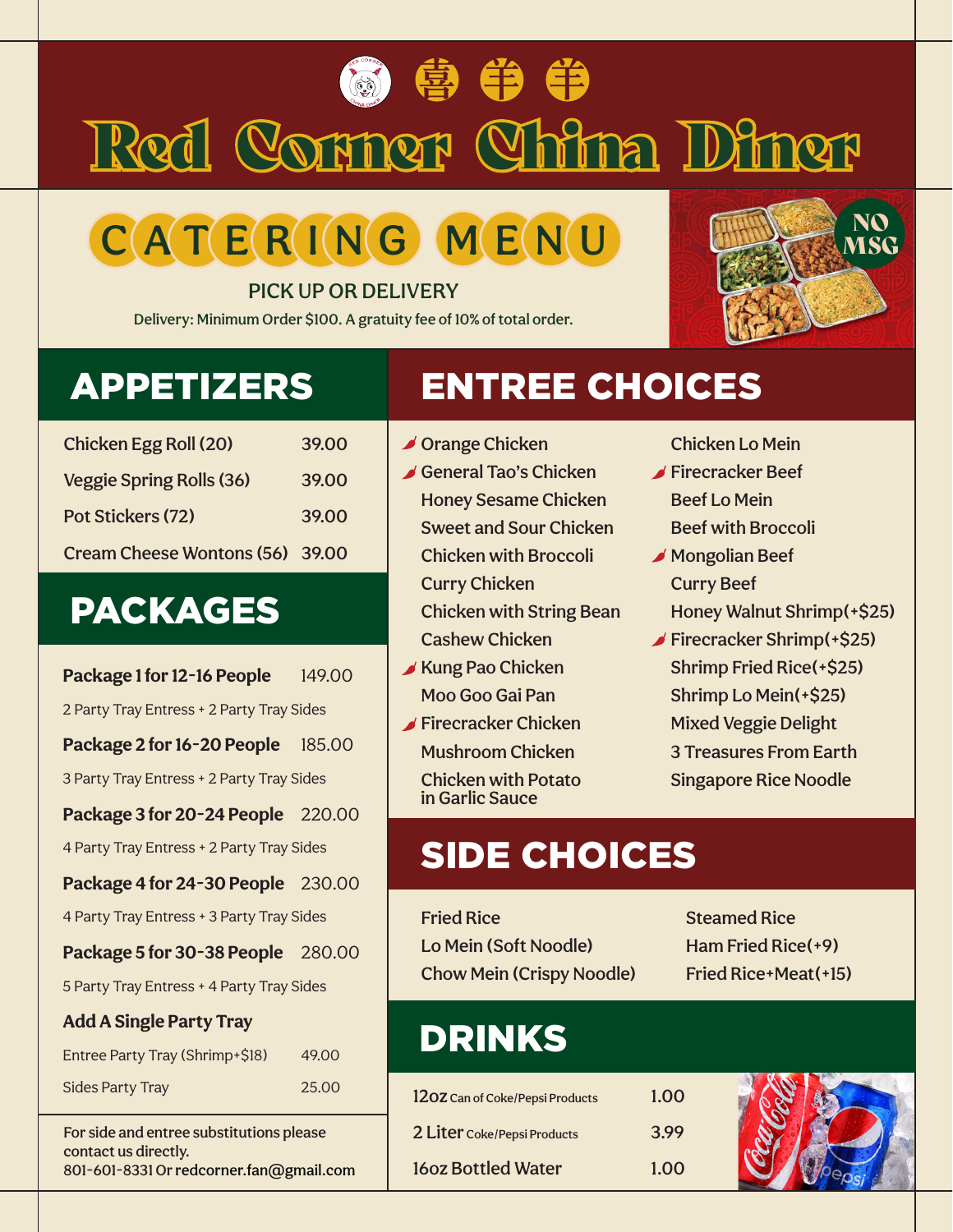# 喜羊羊

# Red Corner China Diner

## CATERING MENU

NO MSG

PICK UP OR DELIVERY

Delivery: Minimum Order $100. A gratuity fee of 10% of total order.

## APPETIZERS

| Item | Price |
| --- | --- |
| Chicken Egg Roll (20) | 39.00 |
| Veggie Spring Rolls (36) | 39.00 |
| Pot Stickers (72) | 39.00 |
| Cream Cheese Wontons (56) | 39.00 |

## PACKAGES

**Package 1 for 12-16 People** 149.00

2 Party Tray Entress + 2 Party Tray Sides

**Package 2 for 16-20 People** 185.00

3 Party Tray Entress + 2 Party Tray Sides

**Package 3 for 20-24 People** 220.00

4 Party Tray Entress + 2 Party Tray Sides

**Package 4 for 24-30 People** 230.00

4 Party Tray Entress + 3 Party Tray Sides

**Package 5 for 30-38 People** 280.00

5 Party Tray Entress + 4 Party Tray Sides

### Add A Single Party Tray

| Item | Price |
| --- | --- |
| Entree Party Tray (Shrimp+$18) | 49.00 |
| Sides Party Tray | 25.00 |

For side and entree substitutions please contact us directly.
801-601-8331 Or redcorner.fan@gmail.com

## ENTREE CHOICES

- 🌶 Orange Chicken
- 🌶 General Tao's Chicken
- Honey Sesame Chicken
- Sweet and Sour Chicken
- Chicken with Broccoli
- Curry Chicken
- Chicken with String Bean
- Cashew Chicken
- 🌶 Kung Pao Chicken
- Moo Goo Gai Pan
- 🌶 Firecracker Chicken
- Mushroom Chicken
- Chicken with Potato in Garlic Sauce
- Chicken Lo Mein
- 🌶 Firecracker Beef
- Beef Lo Mein
- Beef with Broccoli
- 🌶 Mongolian Beef
- Curry Beef
- Honey Walnut Shrimp(+$25)
- 🌶 Firecracker Shrimp(+$25)
- Shrimp Fried Rice(+$25)
- Shrimp Lo Mein(+$25)
- Mixed Veggie Delight
- 3 Treasures From Earth
- Singapore Rice Noodle

## SIDE CHOICES

- Fried Rice
- Lo Mein (Soft Noodle)
- Chow Mein (Crispy Noodle)
- Steamed Rice
- Ham Fried Rice(+9)
- Fried Rice+Meat(+15)

## DRINKS

| Item | Price |
| --- | --- |
| 12oz Can of Coke/Pepsi Products | 1.00 |
| 2 Liter Coke/Pepsi Products | 3.99 |
| 16oz Bottled Water | 1.00 |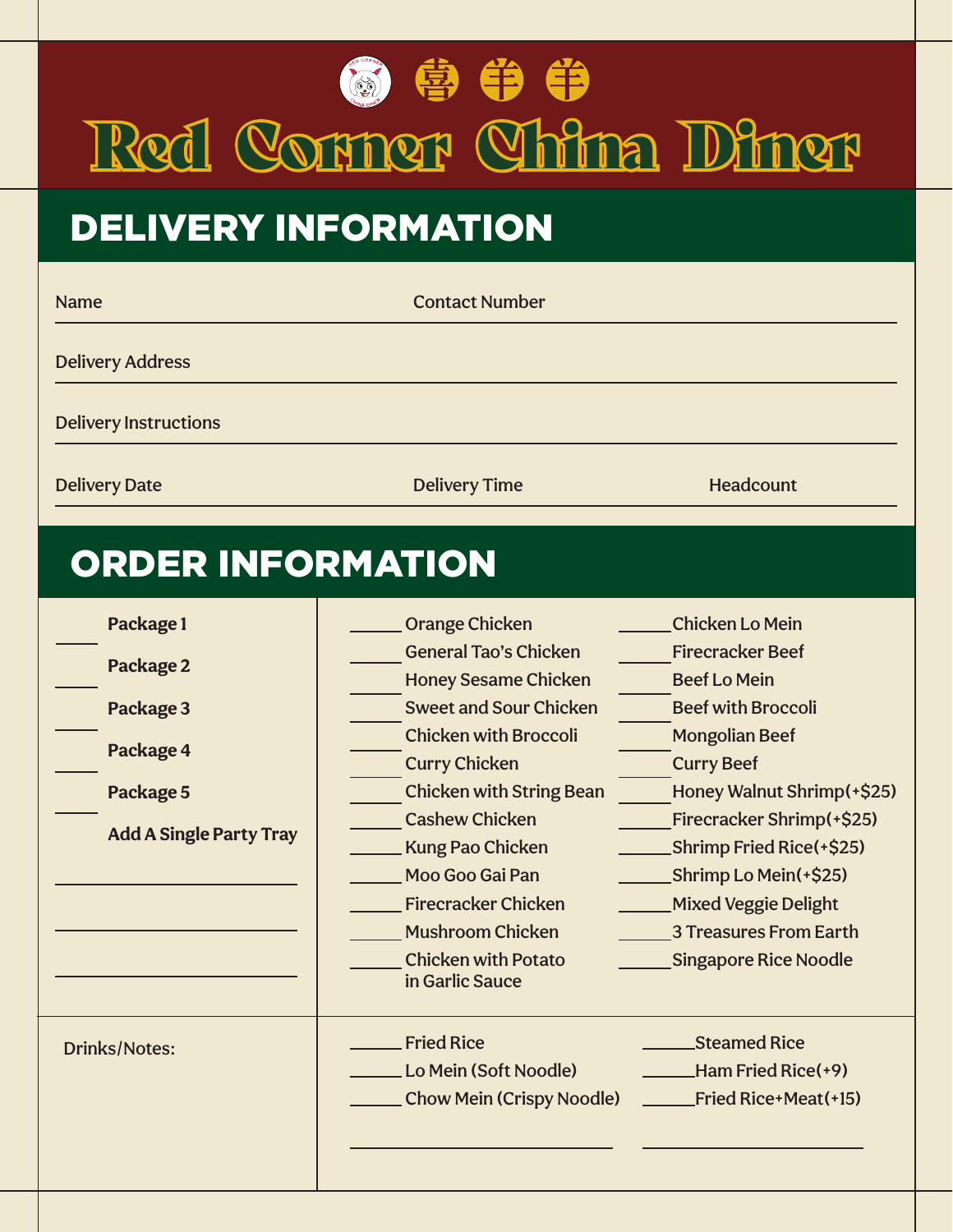喜羊羊

# Red Corner China Diner

## DELIVERY INFORMATION

Name

Contact Number

Delivery Address

Delivery Instructions

Delivery Date

Delivery Time

Headcount

## ORDER INFORMATION

**Package 1**

**Package 2**

**Package 3**

**Package 4**

**Package 5**

**Add A Single Party Tray**

Orange Chicken
General Tao's Chicken
Honey Sesame Chicken
Sweet and Sour Chicken
Chicken with Broccoli
Curry Chicken
Chicken with String Bean
Cashew Chicken
Kung Pao Chicken
Moo Goo Gai Pan
Firecracker Chicken
Mushroom Chicken
Chicken with Potato in Garlic Sauce

Chicken Lo Mein
Firecracker Beef
Beef Lo Mein
Beef with Broccoli
Mongolian Beef
Curry Beef
Honey Walnut Shrimp(+$25)
Firecracker Shrimp(+$25)
Shrimp Fried Rice(+$25)
Shrimp Lo Mein(+$25)
Mixed Veggie Delight
3 Treasures From Earth
Singapore Rice Noodle

Drinks/Notes:

Fried Rice
Lo Mein (Soft Noodle)
Chow Mein (Crispy Noodle)

Steamed Rice
Ham Fried Rice(+9)
Fried Rice+Meat(+15)